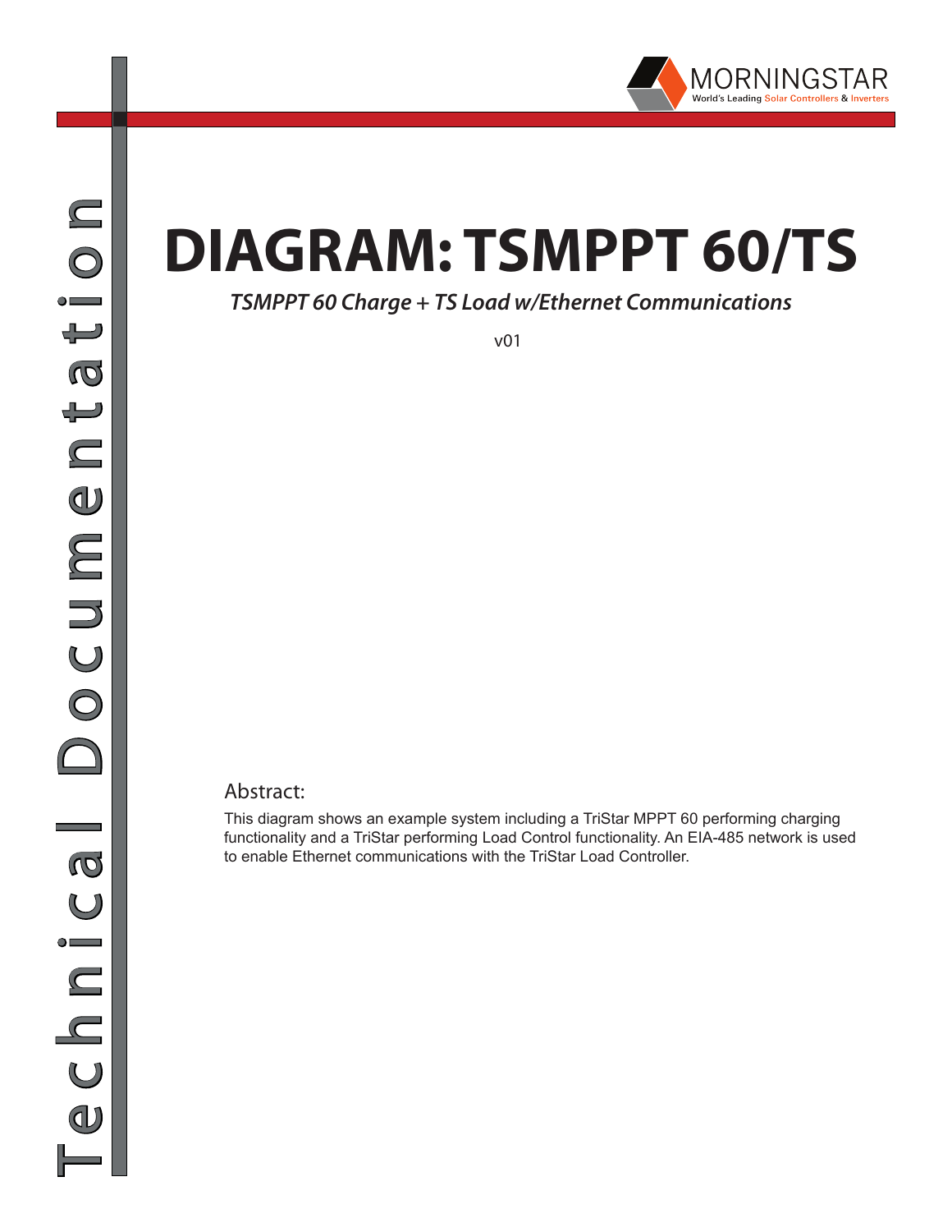# DIAGRAM: TSMPPT 60/TS

***TSMPPT 60 Charge + TS Load w/Ethernet Communications***

v01

## Abstract:

This diagram shows an example system including a TriStar MPPT 60 performing charging functionality and a TriStar performing Load Control functionality. An EIA-485 network is used to enable Ethernet communications with the TriStar Load Controller.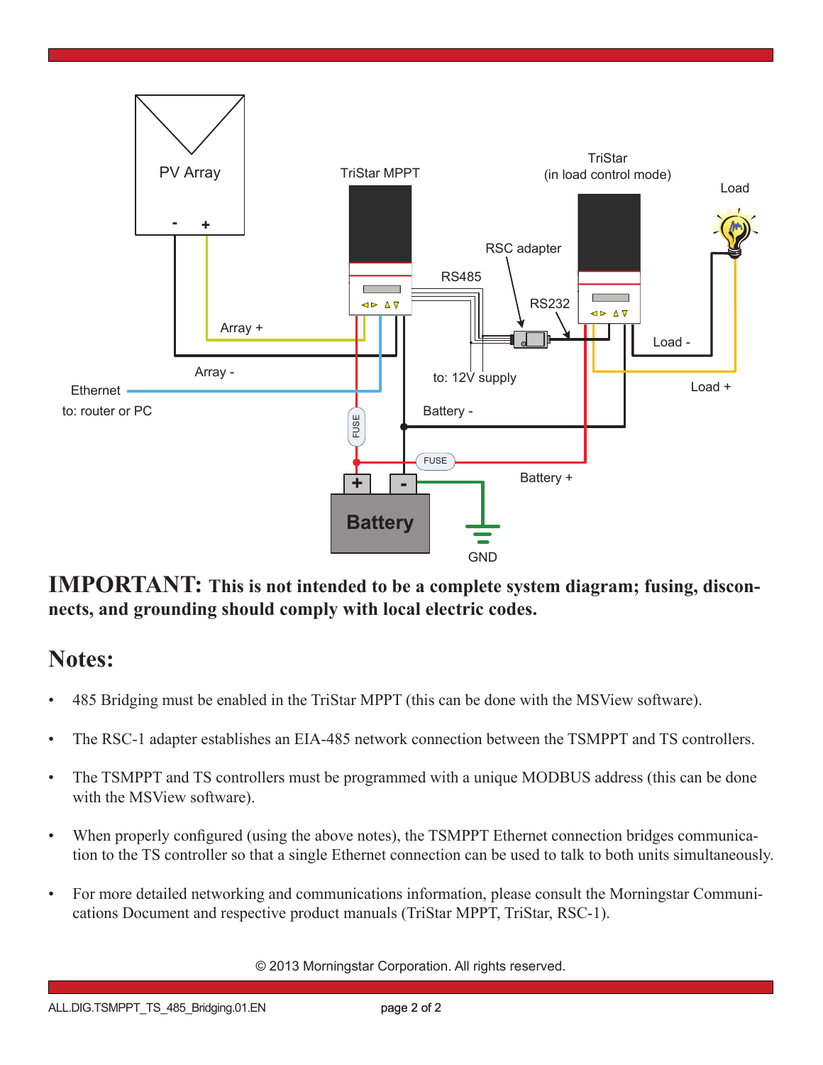PV Array

- +

TriStar MPPT

TriStar
(in load control mode)

Load

RSC adapter

RS485

RS232

Array +

Array -

Load -

Ethernet

to: router or PC

to: 12V supply

Load +

Battery -

FUSE

FUSE

Battery +

+ -

Battery

GND

**IMPORTANT: This is not intended to be a complete system diagram; fusing, disconnects, and grounding should comply with local electric codes.**

## Notes:

- 485 Bridging must be enabled in the TriStar MPPT (this can be done with the MSView software).
- The RSC-1 adapter establishes an EIA-485 network connection between the TSMPPT and TS controllers.
- The TSMPPT and TS controllers must be programmed with a unique MODBUS address (this can be done with the MSView software).
- When properly configured (using the above notes), the TSMPPT Ethernet connection bridges communication to the TS controller so that a single Ethernet connection can be used to talk to both units simultaneously.
- For more detailed networking and communications information, please consult the Morningstar Communications Document and respective product manuals (TriStar MPPT, TriStar, RSC-1).

© 2013 Morningstar Corporation. All rights reserved.

ALL.DIG.TSMPPT_TS_485_Bridging.01.EN